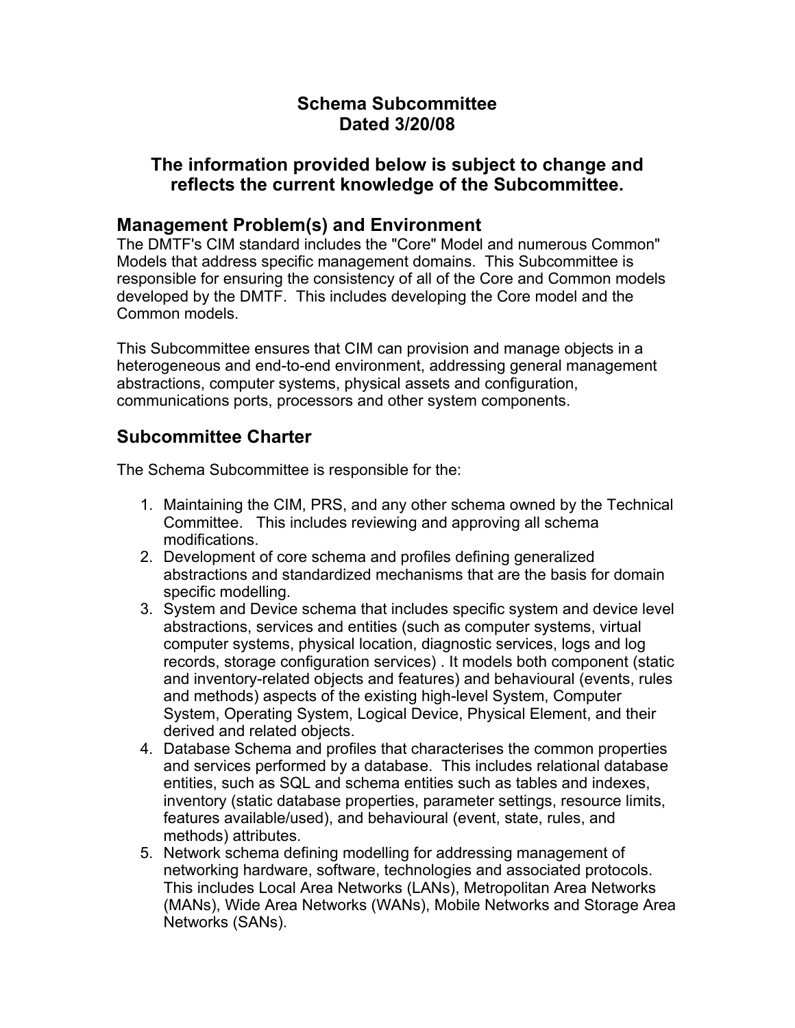# Schema Subcommittee
# Dated 3/20/08

## The information provided below is subject to change and reflects the current knowledge of the Subcommittee.

## Management Problem(s) and Environment

The DMTF's CIM standard includes the "Core" Model and numerous Common" Models that address specific management domains. This Subcommittee is responsible for ensuring the consistency of all of the Core and Common models developed by the DMTF. This includes developing the Core model and the Common models.

This Subcommittee ensures that CIM can provision and manage objects in a heterogeneous and end-to-end environment, addressing general management abstractions, computer systems, physical assets and configuration, communications ports, processors and other system components.

## Subcommittee Charter

The Schema Subcommittee is responsible for the:

1. Maintaining the CIM, PRS, and any other schema owned by the Technical Committee. This includes reviewing and approving all schema modifications.
2. Development of core schema and profiles defining generalized abstractions and standardized mechanisms that are the basis for domain specific modelling.
3. System and Device schema that includes specific system and device level abstractions, services and entities (such as computer systems, virtual computer systems, physical location, diagnostic services, logs and log records, storage configuration services) . It models both component (static and inventory-related objects and features) and behavioural (events, rules and methods) aspects of the existing high-level System, Computer System, Operating System, Logical Device, Physical Element, and their derived and related objects.
4. Database Schema and profiles that characterises the common properties and services performed by a database. This includes relational database entities, such as SQL and schema entities such as tables and indexes, inventory (static database properties, parameter settings, resource limits, features available/used), and behavioural (event, state, rules, and methods) attributes.
5. Network schema defining modelling for addressing management of networking hardware, software, technologies and associated protocols. This includes Local Area Networks (LANs), Metropolitan Area Networks (MANs), Wide Area Networks (WANs), Mobile Networks and Storage Area Networks (SANs).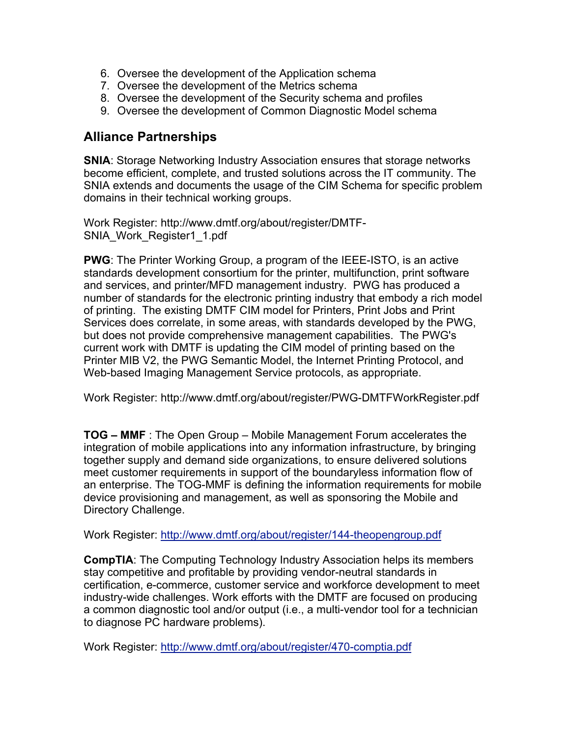6. Oversee the development of the Application schema
7. Oversee the development of the Metrics schema
8. Oversee the development of the Security schema and profiles
9. Oversee the development of Common Diagnostic Model schema

## Alliance Partnerships

**SNIA**: Storage Networking Industry Association ensures that storage networks become efficient, complete, and trusted solutions across the IT community. The SNIA extends and documents the usage of the CIM Schema for specific problem domains in their technical working groups.

Work Register: http://www.dmtf.org/about/register/DMTF-SNIA_Work_Register1_1.pdf

**PWG**: The Printer Working Group, a program of the IEEE-ISTO, is an active standards development consortium for the printer, multifunction, print software and services, and printer/MFD management industry. PWG has produced a number of standards for the electronic printing industry that embody a rich model of printing. The existing DMTF CIM model for Printers, Print Jobs and Print Services does correlate, in some areas, with standards developed by the PWG, but does not provide comprehensive management capabilities. The PWG's current work with DMTF is updating the CIM model of printing based on the Printer MIB V2, the PWG Semantic Model, the Internet Printing Protocol, and Web-based Imaging Management Service protocols, as appropriate.

Work Register: http://www.dmtf.org/about/register/PWG-DMTFWorkRegister.pdf

**TOG – MMF** : The Open Group – Mobile Management Forum accelerates the integration of mobile applications into any information infrastructure, by bringing together supply and demand side organizations, to ensure delivered solutions meet customer requirements in support of the boundaryless information flow of an enterprise. The TOG-MMF is defining the information requirements for mobile device provisioning and management, as well as sponsoring the Mobile and Directory Challenge.

Work Register: http://www.dmtf.org/about/register/144-theopengroup.pdf

**CompTIA**: The Computing Technology Industry Association helps its members stay competitive and profitable by providing vendor-neutral standards in certification, e-commerce, customer service and workforce development to meet industry-wide challenges. Work efforts with the DMTF are focused on producing a common diagnostic tool and/or output (i.e., a multi-vendor tool for a technician to diagnose PC hardware problems).

Work Register: http://www.dmtf.org/about/register/470-comptia.pdf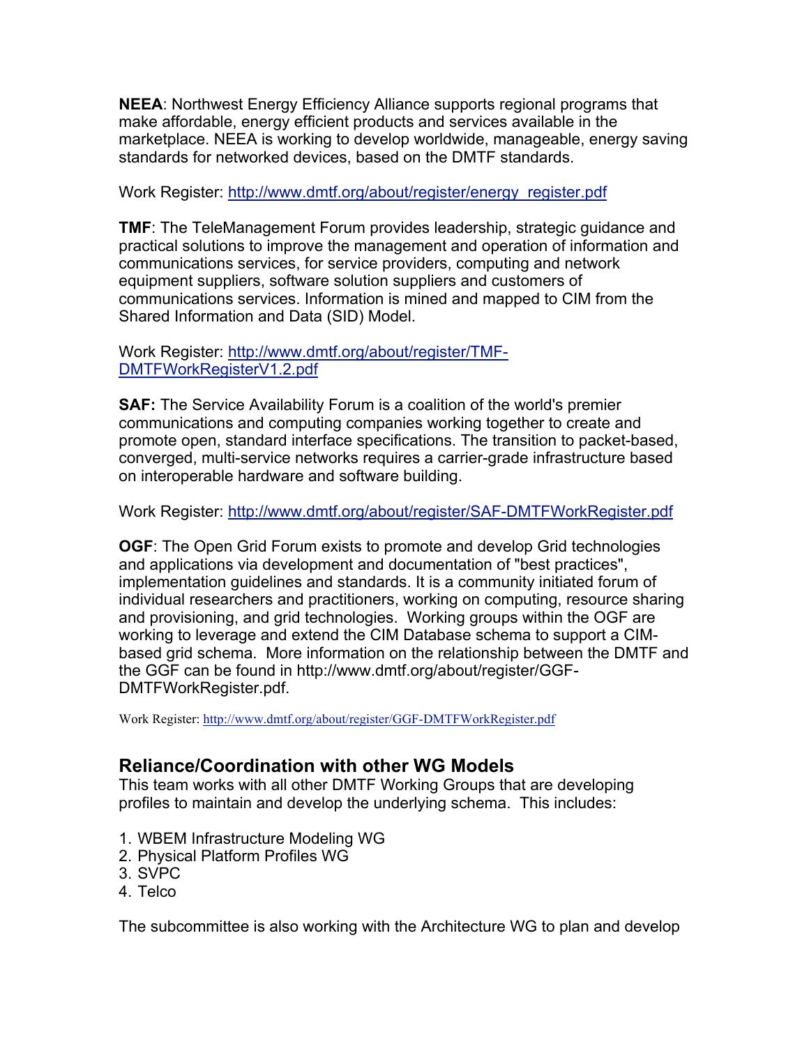**NEEA**: Northwest Energy Efficiency Alliance supports regional programs that make affordable, energy efficient products and services available in the marketplace. NEEA is working to develop worldwide, manageable, energy saving standards for networked devices, based on the DMTF standards.

Work Register: http://www.dmtf.org/about/register/energy_register.pdf

**TMF**: The TeleManagement Forum provides leadership, strategic guidance and practical solutions to improve the management and operation of information and communications services, for service providers, computing and network equipment suppliers, software solution suppliers and customers of communications services. Information is mined and mapped to CIM from the Shared Information and Data (SID) Model.

Work Register: http://www.dmtf.org/about/register/TMF-DMTFWorkRegisterV1.2.pdf

**SAF:** The Service Availability Forum is a coalition of the world's premier communications and computing companies working together to create and promote open, standard interface specifications. The transition to packet-based, converged, multi-service networks requires a carrier-grade infrastructure based on interoperable hardware and software building.

Work Register: http://www.dmtf.org/about/register/SAF-DMTFWorkRegister.pdf

**OGF**: The Open Grid Forum exists to promote and develop Grid technologies and applications via development and documentation of "best practices", implementation guidelines and standards. It is a community initiated forum of individual researchers and practitioners, working on computing, resource sharing and provisioning, and grid technologies. Working groups within the OGF are working to leverage and extend the CIM Database schema to support a CIM-based grid schema. More information on the relationship between the DMTF and the GGF can be found in http://www.dmtf.org/about/register/GGF-DMTFWorkRegister.pdf.

Work Register: http://www.dmtf.org/about/register/GGF-DMTFWorkRegister.pdf

## Reliance/Coordination with other WG Models

This team works with all other DMTF Working Groups that are developing profiles to maintain and develop the underlying schema. This includes:

1. WBEM Infrastructure Modeling WG
2. Physical Platform Profiles WG
3. SVPC
4. Telco

The subcommittee is also working with the Architecture WG to plan and develop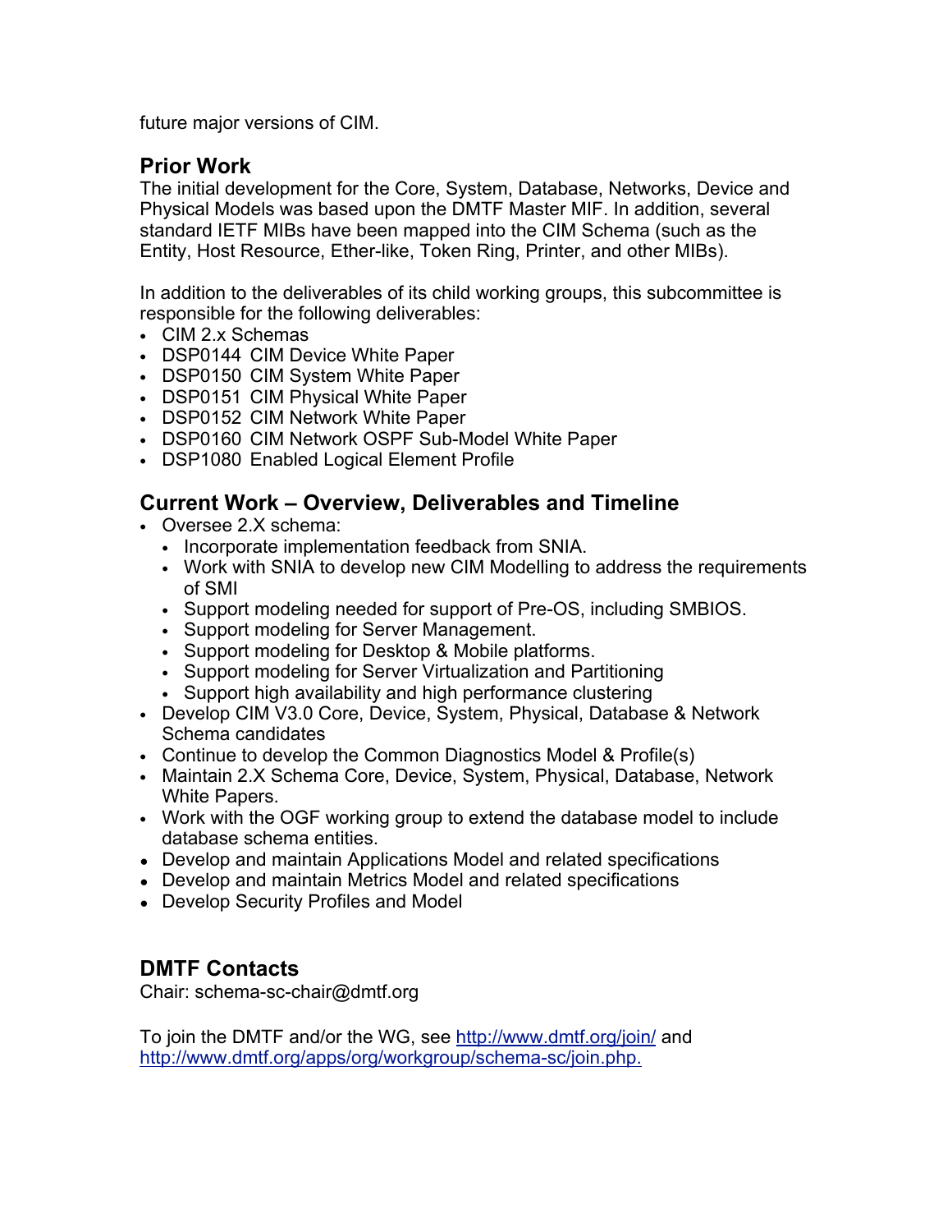future major versions of CIM.

## Prior Work

The initial development for the Core, System, Database, Networks, Device and Physical Models was based upon the DMTF Master MIF. In addition, several standard IETF MIBs have been mapped into the CIM Schema (such as the Entity, Host Resource, Ether-like, Token Ring, Printer, and other MIBs).

In addition to the deliverables of its child working groups, this subcommittee is responsible for the following deliverables:

- CIM 2.x Schemas
- DSP0144 CIM Device White Paper
- DSP0150 CIM System White Paper
- DSP0151 CIM Physical White Paper
- DSP0152 CIM Network White Paper
- DSP0160 CIM Network OSPF Sub-Model White Paper
- DSP1080 Enabled Logical Element Profile

## Current Work – Overview, Deliverables and Timeline

- Oversee 2.X schema:
  - Incorporate implementation feedback from SNIA.
  - Work with SNIA to develop new CIM Modelling to address the requirements of SMI
  - Support modeling needed for support of Pre-OS, including SMBIOS.
  - Support modeling for Server Management.
  - Support modeling for Desktop & Mobile platforms.
  - Support modeling for Server Virtualization and Partitioning
  - Support high availability and high performance clustering
- Develop CIM V3.0 Core, Device, System, Physical, Database & Network Schema candidates
- Continue to develop the Common Diagnostics Model & Profile(s)
- Maintain 2.X Schema Core, Device, System, Physical, Database, Network White Papers.
- Work with the OGF working group to extend the database model to include database schema entities.
- Develop and maintain Applications Model and related specifications
- Develop and maintain Metrics Model and related specifications
- Develop Security Profiles and Model

## DMTF Contacts

Chair: schema-sc-chair@dmtf.org

To join the DMTF and/or the WG, see [http://www.dmtf.org/join/](http://www.dmtf.org/join/) and [http://www.dmtf.org/apps/org/workgroup/schema-sc/join.php.](http://www.dmtf.org/apps/org/workgroup/schema-sc/join.php)